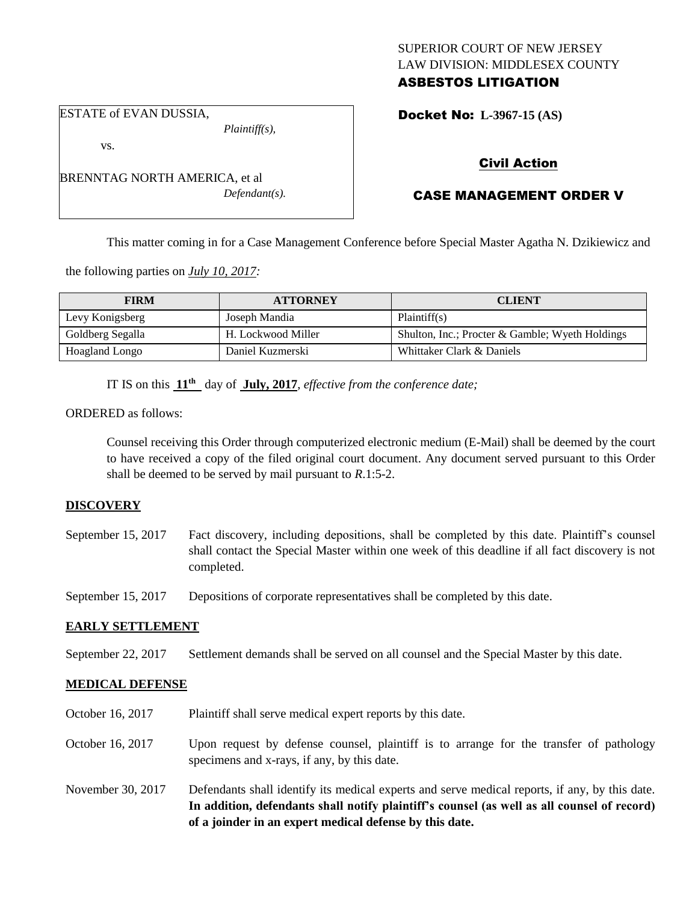SUPERIOR COURT OF NEW JERSEY
LAW DIVISION: MIDDLESEX COUNTY
**ASBESTOS LITIGATION**

ESTATE of EVAN DUSSIA,
*Plaintiff(s),*

vs.

BRENNTAG NORTH AMERICA, et al
*Defendant(s).*

**Docket No: L-3967-15 (AS)**

**Civil Action**

**CASE MANAGEMENT ORDER V**

This matter coming in for a Case Management Conference before Special Master Agatha N. Dzikiewicz and the following parties on ***July 10, 2017:***

| FIRM | ATTORNEY | CLIENT |
|---|---|---|
| Levy Konigsberg | Joseph Mandia | Plaintiff(s) |
| Goldberg Segalla | H. Lockwood Miller | Shulton, Inc.; Procter & Gamble; Wyeth Holdings |
| Hoagland Longo | Daniel Kuzmerski | Whittaker Clark & Daniels |

IT IS on this **11th** day of **July, 2017**, *effective from the conference date;*

ORDERED as follows:

Counsel receiving this Order through computerized electronic medium (E-Mail) shall be deemed by the court to have received a copy of the filed original court document. Any document served pursuant to this Order shall be deemed to be served by mail pursuant to *R*.1:5-2.

**DISCOVERY**

September 15, 2017 Fact discovery, including depositions, shall be completed by this date. Plaintiff's counsel shall contact the Special Master within one week of this deadline if all fact discovery is not completed.

September 15, 2017 Depositions of corporate representatives shall be completed by this date.

**EARLY SETTLEMENT**

September 22, 2017 Settlement demands shall be served on all counsel and the Special Master by this date.

**MEDICAL DEFENSE**

October 16, 2017 Plaintiff shall serve medical expert reports by this date.

October 16, 2017 Upon request by defense counsel, plaintiff is to arrange for the transfer of pathology specimens and x-rays, if any, by this date.

November 30, 2017 Defendants shall identify its medical experts and serve medical reports, if any, by this date. **In addition, defendants shall notify plaintiff's counsel (as well as all counsel of record) of a joinder in an expert medical defense by this date.**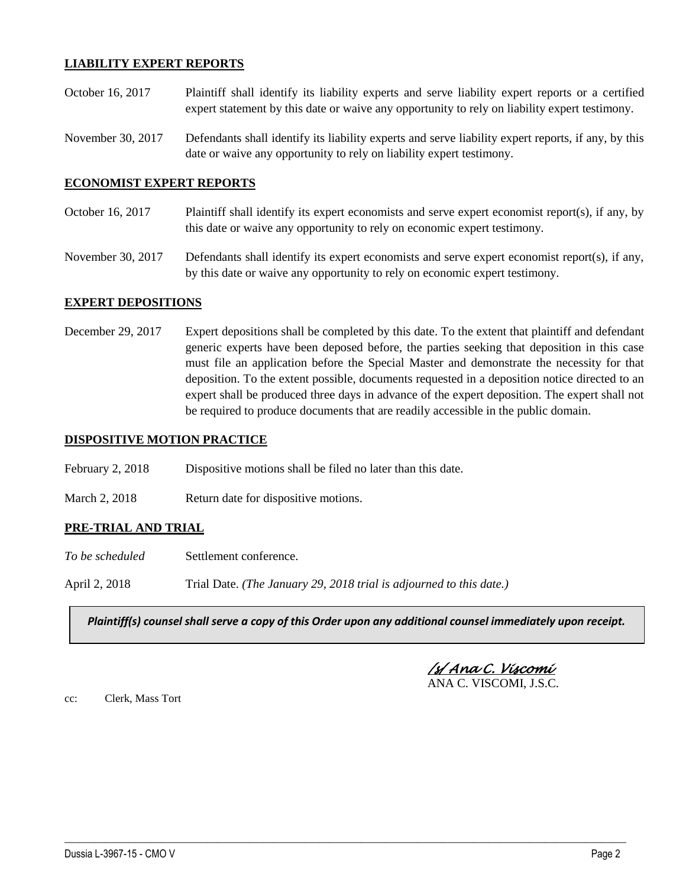**LIABILITY EXPERT REPORTS**

| | |
|---|---|
| October 16, 2017 | Plaintiff shall identify its liability experts and serve liability expert reports or a certified expert statement by this date or waive any opportunity to rely on liability expert testimony. |
| November 30, 2017 | Defendants shall identify its liability experts and serve liability expert reports, if any, by this date or waive any opportunity to rely on liability expert testimony. |

**ECONOMIST EXPERT REPORTS**

| | |
|---|---|
| October 16, 2017 | Plaintiff shall identify its expert economists and serve expert economist report(s), if any, by this date or waive any opportunity to rely on economic expert testimony. |
| November 30, 2017 | Defendants shall identify its expert economists and serve expert economist report(s), if any, by this date or waive any opportunity to rely on economic expert testimony. |

**EXPERT DEPOSITIONS**

| | |
|---|---|
| December 29, 2017 | Expert depositions shall be completed by this date. To the extent that plaintiff and defendant generic experts have been deposed before, the parties seeking that deposition in this case must file an application before the Special Master and demonstrate the necessity for that deposition. To the extent possible, documents requested in a deposition notice directed to an expert shall be produced three days in advance of the expert deposition. The expert shall not be required to produce documents that are readily accessible in the public domain. |

**DISPOSITIVE MOTION PRACTICE**

| | |
|---|---|
| February 2, 2018 | Dispositive motions shall be filed no later than this date. |
| March 2, 2018 | Return date for dispositive motions. |

**PRE-TRIAL AND TRIAL**

| | |
|---|---|
| *To be scheduled* | Settlement conference. |
| April 2, 2018 | Trial Date. *(The January 29, 2018 trial is adjourned to this date.)* |

***Plaintiff(s) counsel shall serve a copy of this Order upon any additional counsel immediately upon receipt.***

/s/ Ana C. Viscomi
ANA C. VISCOMI, J.S.C.

cc: Clerk, Mass Tort